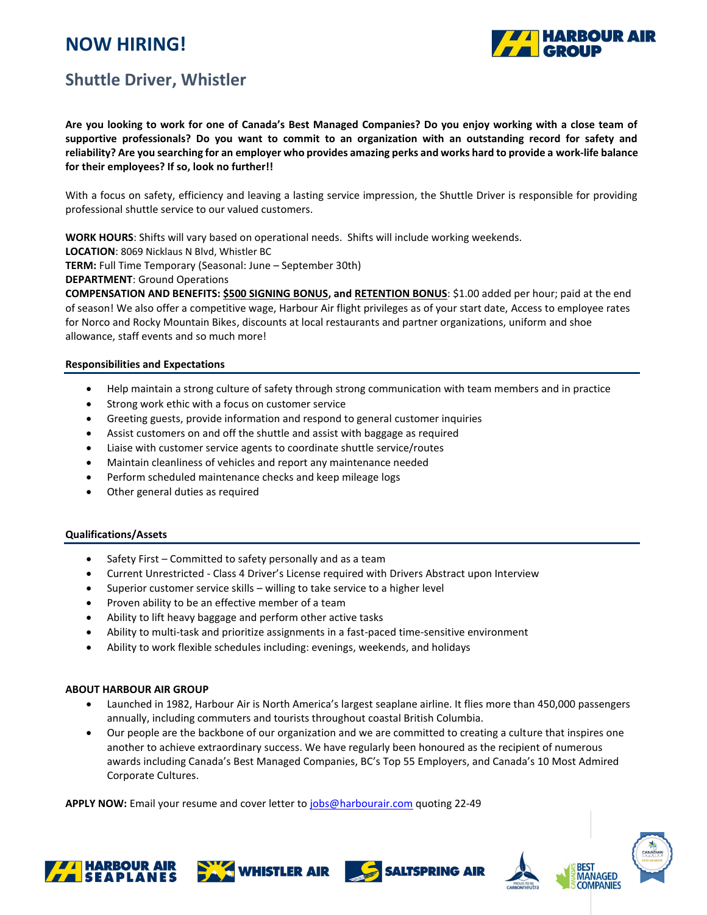# NOW HIRING!

## Shuttle Driver, Whistler

**Are you looking to work for one of Canada's Best Managed Companies? Do you enjoy working with a close team of supportive professionals? Do you want to commit to an organization with an outstanding record for safety and reliability? Are you searching for an employer who provides amazing perks and works hard to provide a work-life balance for their employees? If so, look no further!!**

With a focus on safety, efficiency and leaving a lasting service impression, the Shuttle Driver is responsible for providing professional shuttle service to our valued customers.

**WORK HOURS**: Shifts will vary based on operational needs. Shifts will include working weekends.
**LOCATION**: 8069 Nicklaus N Blvd, Whistler BC
**TERM:** Full Time Temporary (Seasonal: June – September 30th)
**DEPARTMENT**: Ground Operations
**COMPENSATION AND BENEFITS: <u>$500 SIGNING BONUS</u>, and <u>RETENTION BONUS</u>**: $1.00 added per hour; paid at the end of season! We also offer a competitive wage, Harbour Air flight privileges as of your start date, Access to employee rates for Norco and Rocky Mountain Bikes, discounts at local restaurants and partner organizations, uniform and shoe allowance, staff events and so much more!

### Responsibilities and Expectations

- Help maintain a strong culture of safety through strong communication with team members and in practice
- Strong work ethic with a focus on customer service
- Greeting guests, provide information and respond to general customer inquiries
- Assist customers on and off the shuttle and assist with baggage as required
- Liaise with customer service agents to coordinate shuttle service/routes
- Maintain cleanliness of vehicles and report any maintenance needed
- Perform scheduled maintenance checks and keep mileage logs
- Other general duties as required

### Qualifications/Assets

- Safety First – Committed to safety personally and as a team
- Current Unrestricted - Class 4 Driver's License required with Drivers Abstract upon Interview
- Superior customer service skills – willing to take service to a higher level
- Proven ability to be an effective member of a team
- Ability to lift heavy baggage and perform other active tasks
- Ability to multi-task and prioritize assignments in a fast-paced time-sensitive environment
- Ability to work flexible schedules including: evenings, weekends, and holidays

### ABOUT HARBOUR AIR GROUP

- Launched in 1982, Harbour Air is North America's largest seaplane airline. It flies more than 450,000 passengers annually, including commuters and tourists throughout coastal British Columbia.
- Our people are the backbone of our organization and we are committed to creating a culture that inspires one another to achieve extraordinary success. We have regularly been honoured as the recipient of numerous awards including Canada's Best Managed Companies, BC's Top 55 Employers, and Canada's 10 Most Admired Corporate Cultures.

**APPLY NOW:** Email your resume and cover letter to jobs@harbourair.com quoting 22-49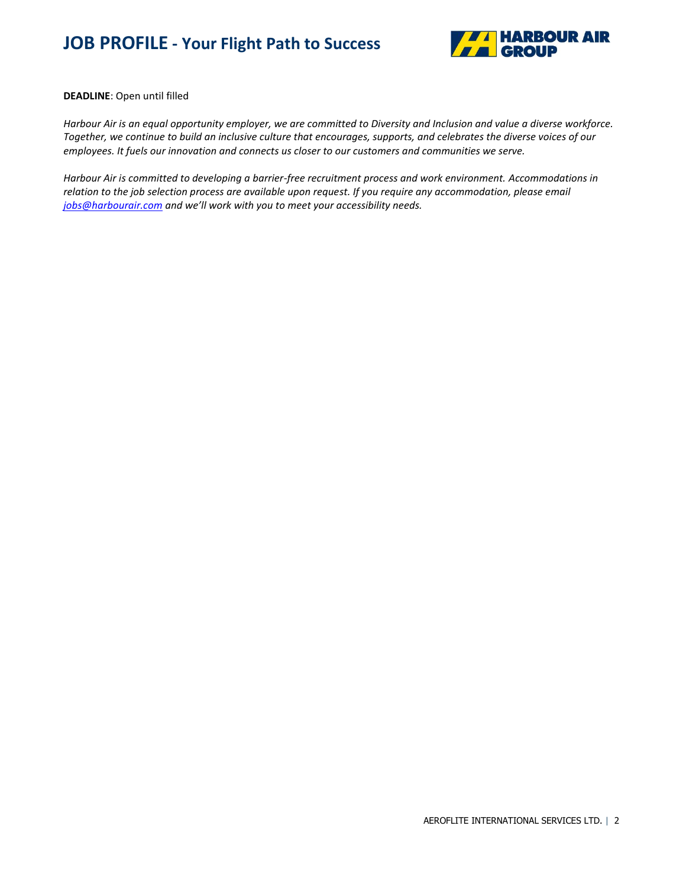**DEADLINE**: Open until filled

*Harbour Air is an equal opportunity employer, we are committed to Diversity and Inclusion and value a diverse workforce. Together, we continue to build an inclusive culture that encourages, supports, and celebrates the diverse voices of our employees. It fuels our innovation and connects us closer to our customers and communities we serve.*

*Harbour Air is committed to developing a barrier-free recruitment process and work environment. Accommodations in relation to the job selection process are available upon request. If you require any accommodation, please email [jobs@harbourair.com](mailto:jobs@harbourair.com) and we'll work with you to meet your accessibility needs.*